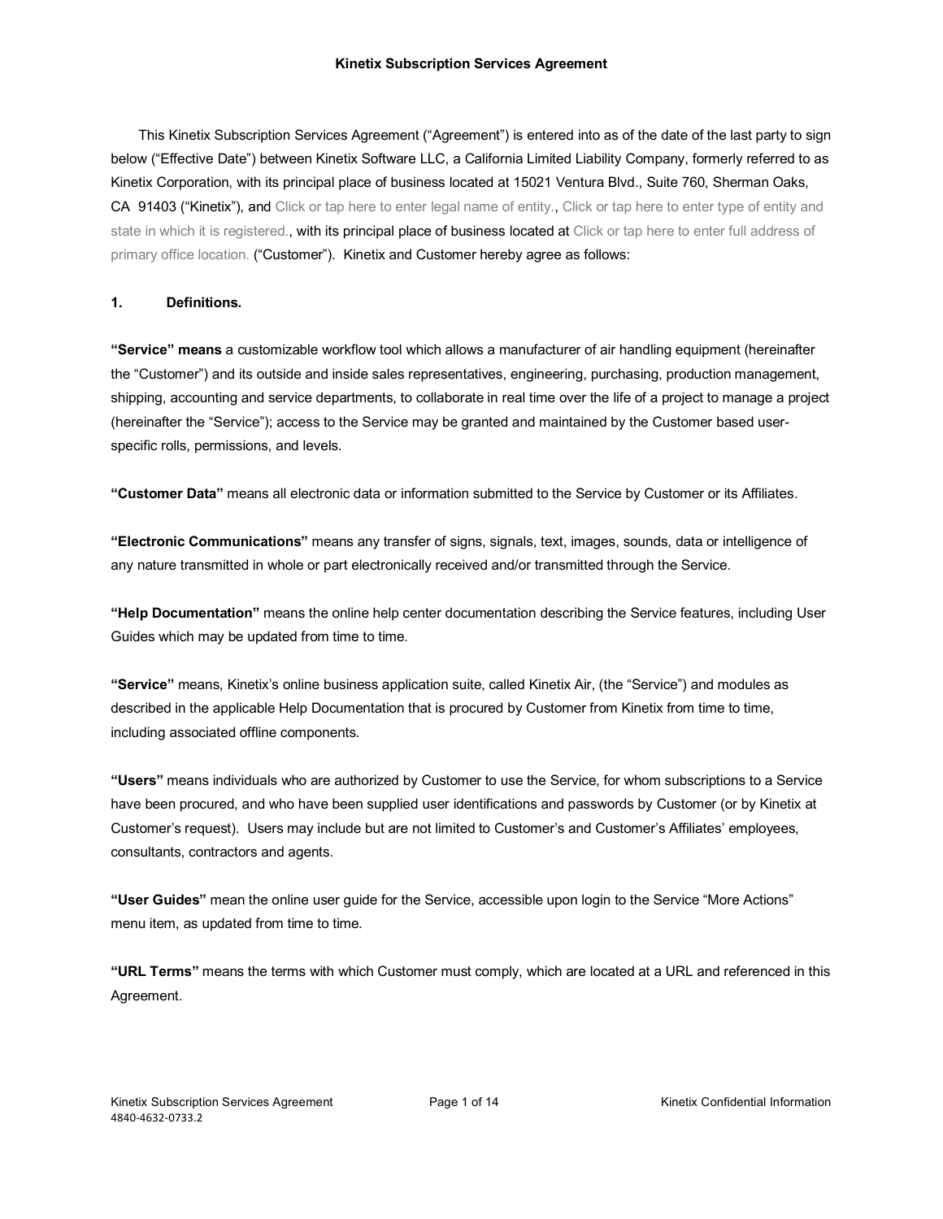**Kinetix Subscription Services Agreement**

This Kinetix Subscription Services Agreement ("Agreement") is entered into as of the date of the last party to sign below ("Effective Date") between Kinetix Software LLC, a California Limited Liability Company, formerly referred to as Kinetix Corporation, with its principal place of business located at 15021 Ventura Blvd., Suite 760, Sherman Oaks, CA 91403 ("Kinetix"), and Click or tap here to enter legal name of entity., Click or tap here to enter type of entity and state in which it is registered., with its principal place of business located at Click or tap here to enter full address of primary office location. ("Customer"). Kinetix and Customer hereby agree as follows:

**1. Definitions.**

**"Service" means** a customizable workflow tool which allows a manufacturer of air handling equipment (hereinafter the "Customer") and its outside and inside sales representatives, engineering, purchasing, production management, shipping, accounting and service departments, to collaborate in real time over the life of a project to manage a project (hereinafter the "Service"); access to the Service may be granted and maintained by the Customer based user-specific rolls, permissions, and levels.

**"Customer Data"** means all electronic data or information submitted to the Service by Customer or its Affiliates.

**"Electronic Communications"** means any transfer of signs, signals, text, images, sounds, data or intelligence of any nature transmitted in whole or part electronically received and/or transmitted through the Service.

**"Help Documentation"** means the online help center documentation describing the Service features, including User Guides which may be updated from time to time.

**"Service"** means, Kinetix's online business application suite, called Kinetix Air, (the "Service") and modules as described in the applicable Help Documentation that is procured by Customer from Kinetix from time to time, including associated offline components.

**"Users"** means individuals who are authorized by Customer to use the Service, for whom subscriptions to a Service have been procured, and who have been supplied user identifications and passwords by Customer (or by Kinetix at Customer's request). Users may include but are not limited to Customer's and Customer's Affiliates' employees, consultants, contractors and agents.

**"User Guides"** mean the online user guide for the Service, accessible upon login to the Service "More Actions" menu item, as updated from time to time.

**"URL Terms"** means the terms with which Customer must comply, which are located at a URL and referenced in this Agreement.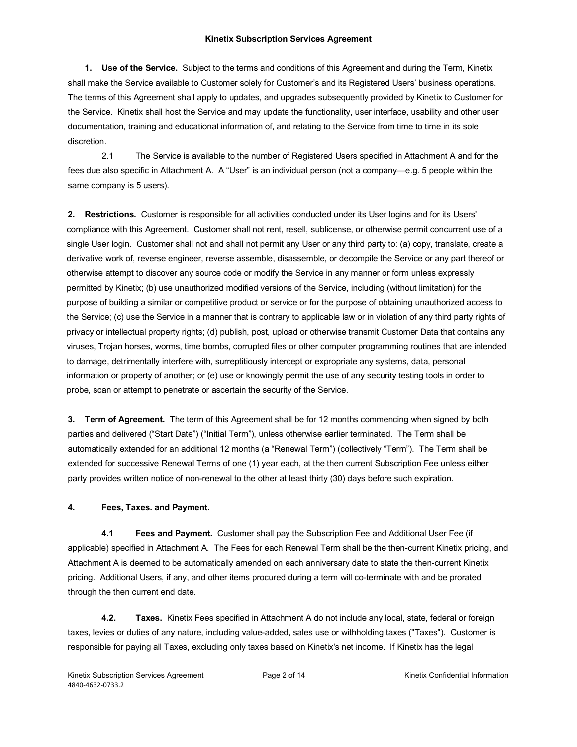### Kinetix Subscription Services Agreement

**1. Use of the Service.** Subject to the terms and conditions of this Agreement and during the Term, Kinetix shall make the Service available to Customer solely for Customer's and its Registered Users' business operations. The terms of this Agreement shall apply to updates, and upgrades subsequently provided by Kinetix to Customer for the Service. Kinetix shall host the Service and may update the functionality, user interface, usability and other user documentation, training and educational information of, and relating to the Service from time to time in its sole discretion.

2.1 The Service is available to the number of Registered Users specified in Attachment A and for the fees due also specific in Attachment A. A "User" is an individual person (not a company—e.g. 5 people within the same company is 5 users).

**2. Restrictions.** Customer is responsible for all activities conducted under its User logins and for its Users' compliance with this Agreement. Customer shall not rent, resell, sublicense, or otherwise permit concurrent use of a single User login. Customer shall not and shall not permit any User or any third party to: (a) copy, translate, create a derivative work of, reverse engineer, reverse assemble, disassemble, or decompile the Service or any part thereof or otherwise attempt to discover any source code or modify the Service in any manner or form unless expressly permitted by Kinetix; (b) use unauthorized modified versions of the Service, including (without limitation) for the purpose of building a similar or competitive product or service or for the purpose of obtaining unauthorized access to the Service; (c) use the Service in a manner that is contrary to applicable law or in violation of any third party rights of privacy or intellectual property rights; (d) publish, post, upload or otherwise transmit Customer Data that contains any viruses, Trojan horses, worms, time bombs, corrupted files or other computer programming routines that are intended to damage, detrimentally interfere with, surreptitiously intercept or expropriate any systems, data, personal information or property of another; or (e) use or knowingly permit the use of any security testing tools in order to probe, scan or attempt to penetrate or ascertain the security of the Service.

**3. Term of Agreement.** The term of this Agreement shall be for 12 months commencing when signed by both parties and delivered ("Start Date") ("Initial Term"), unless otherwise earlier terminated. The Term shall be automatically extended for an additional 12 months (a "Renewal Term") (collectively "Term"). The Term shall be extended for successive Renewal Terms of one (1) year each, at the then current Subscription Fee unless either party provides written notice of non-renewal to the other at least thirty (30) days before such expiration.

**4. Fees, Taxes. and Payment.**

**4.1 Fees and Payment.** Customer shall pay the Subscription Fee and Additional User Fee (if applicable) specified in Attachment A. The Fees for each Renewal Term shall be the then-current Kinetix pricing, and Attachment A is deemed to be automatically amended on each anniversary date to state the then-current Kinetix pricing. Additional Users, if any, and other items procured during a term will co-terminate with and be prorated through the then current end date.

**4.2. Taxes.** Kinetix Fees specified in Attachment A do not include any local, state, federal or foreign taxes, levies or duties of any nature, including value-added, sales use or withholding taxes ("Taxes"). Customer is responsible for paying all Taxes, excluding only taxes based on Kinetix's net income. If Kinetix has the legal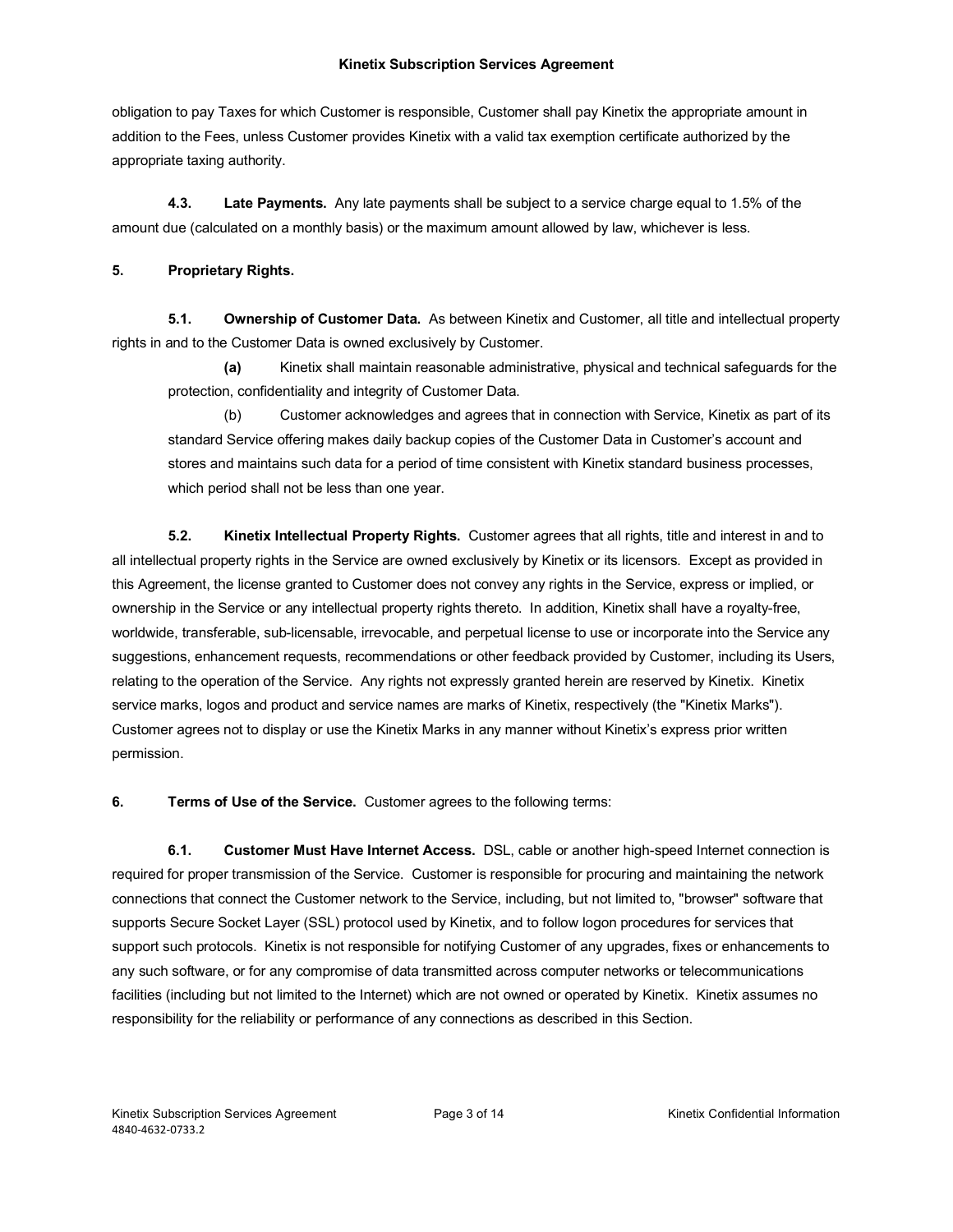obligation to pay Taxes for which Customer is responsible, Customer shall pay Kinetix the appropriate amount in addition to the Fees, unless Customer provides Kinetix with a valid tax exemption certificate authorized by the appropriate taxing authority.

**4.3. Late Payments.** Any late payments shall be subject to a service charge equal to 1.5% of the amount due (calculated on a monthly basis) or the maximum amount allowed by law, whichever is less.

**5. Proprietary Rights.**

**5.1. Ownership of Customer Data.** As between Kinetix and Customer, all title and intellectual property rights in and to the Customer Data is owned exclusively by Customer.

**(a)** Kinetix shall maintain reasonable administrative, physical and technical safeguards for the protection, confidentiality and integrity of Customer Data.

(b) Customer acknowledges and agrees that in connection with Service, Kinetix as part of its standard Service offering makes daily backup copies of the Customer Data in Customer's account and stores and maintains such data for a period of time consistent with Kinetix standard business processes, which period shall not be less than one year.

**5.2. Kinetix Intellectual Property Rights.** Customer agrees that all rights, title and interest in and to all intellectual property rights in the Service are owned exclusively by Kinetix or its licensors. Except as provided in this Agreement, the license granted to Customer does not convey any rights in the Service, express or implied, or ownership in the Service or any intellectual property rights thereto. In addition, Kinetix shall have a royalty-free, worldwide, transferable, sub-licensable, irrevocable, and perpetual license to use or incorporate into the Service any suggestions, enhancement requests, recommendations or other feedback provided by Customer, including its Users, relating to the operation of the Service. Any rights not expressly granted herein are reserved by Kinetix. Kinetix service marks, logos and product and service names are marks of Kinetix, respectively (the "Kinetix Marks"). Customer agrees not to display or use the Kinetix Marks in any manner without Kinetix's express prior written permission.

**6. Terms of Use of the Service.** Customer agrees to the following terms:

**6.1. Customer Must Have Internet Access.** DSL, cable or another high-speed Internet connection is required for proper transmission of the Service. Customer is responsible for procuring and maintaining the network connections that connect the Customer network to the Service, including, but not limited to, "browser" software that supports Secure Socket Layer (SSL) protocol used by Kinetix, and to follow logon procedures for services that support such protocols. Kinetix is not responsible for notifying Customer of any upgrades, fixes or enhancements to any such software, or for any compromise of data transmitted across computer networks or telecommunications facilities (including but not limited to the Internet) which are not owned or operated by Kinetix. Kinetix assumes no responsibility for the reliability or performance of any connections as described in this Section.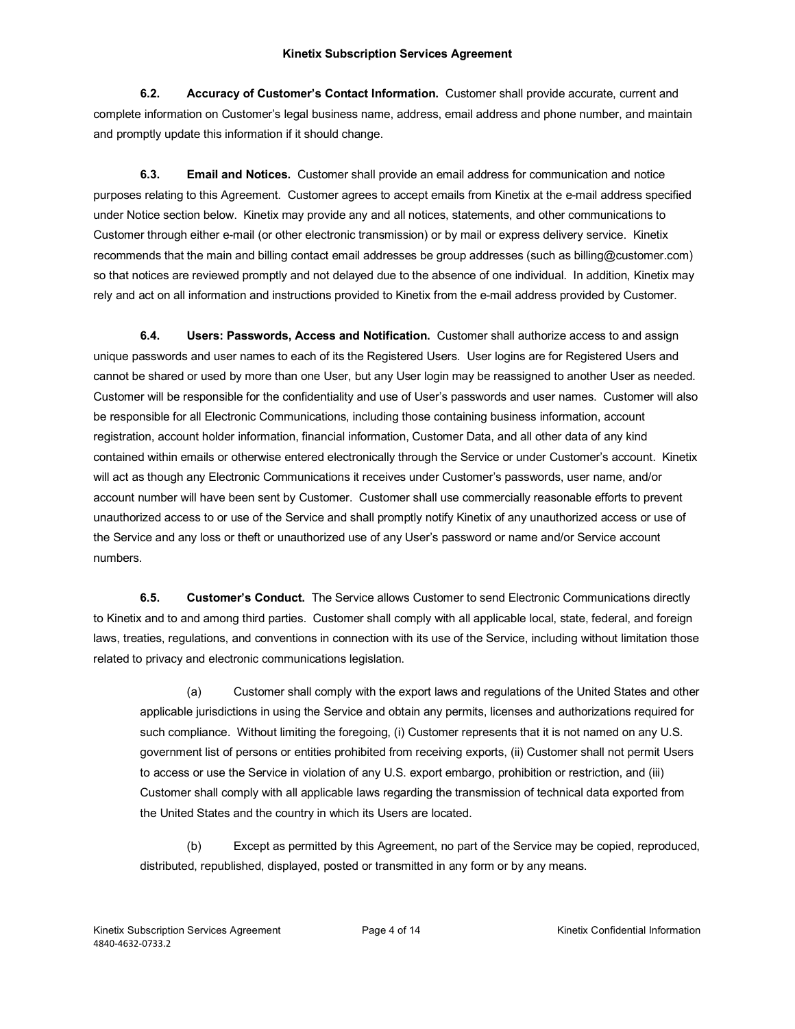**6.2. Accuracy of Customer's Contact Information.** Customer shall provide accurate, current and complete information on Customer's legal business name, address, email address and phone number, and maintain and promptly update this information if it should change.

**6.3. Email and Notices.** Customer shall provide an email address for communication and notice purposes relating to this Agreement. Customer agrees to accept emails from Kinetix at the e-mail address specified under Notice section below. Kinetix may provide any and all notices, statements, and other communications to Customer through either e-mail (or other electronic transmission) or by mail or express delivery service. Kinetix recommends that the main and billing contact email addresses be group addresses (such as billing@customer.com) so that notices are reviewed promptly and not delayed due to the absence of one individual. In addition, Kinetix may rely and act on all information and instructions provided to Kinetix from the e-mail address provided by Customer.

**6.4. Users: Passwords, Access and Notification.** Customer shall authorize access to and assign unique passwords and user names to each of its the Registered Users. User logins are for Registered Users and cannot be shared or used by more than one User, but any User login may be reassigned to another User as needed. Customer will be responsible for the confidentiality and use of User's passwords and user names. Customer will also be responsible for all Electronic Communications, including those containing business information, account registration, account holder information, financial information, Customer Data, and all other data of any kind contained within emails or otherwise entered electronically through the Service or under Customer's account. Kinetix will act as though any Electronic Communications it receives under Customer's passwords, user name, and/or account number will have been sent by Customer. Customer shall use commercially reasonable efforts to prevent unauthorized access to or use of the Service and shall promptly notify Kinetix of any unauthorized access or use of the Service and any loss or theft or unauthorized use of any User's password or name and/or Service account numbers.

**6.5. Customer's Conduct.** The Service allows Customer to send Electronic Communications directly to Kinetix and to and among third parties. Customer shall comply with all applicable local, state, federal, and foreign laws, treaties, regulations, and conventions in connection with its use of the Service, including without limitation those related to privacy and electronic communications legislation.

(a) Customer shall comply with the export laws and regulations of the United States and other applicable jurisdictions in using the Service and obtain any permits, licenses and authorizations required for such compliance. Without limiting the foregoing, (i) Customer represents that it is not named on any U.S. government list of persons or entities prohibited from receiving exports, (ii) Customer shall not permit Users to access or use the Service in violation of any U.S. export embargo, prohibition or restriction, and (iii) Customer shall comply with all applicable laws regarding the transmission of technical data exported from the United States and the country in which its Users are located.

(b) Except as permitted by this Agreement, no part of the Service may be copied, reproduced, distributed, republished, displayed, posted or transmitted in any form or by any means.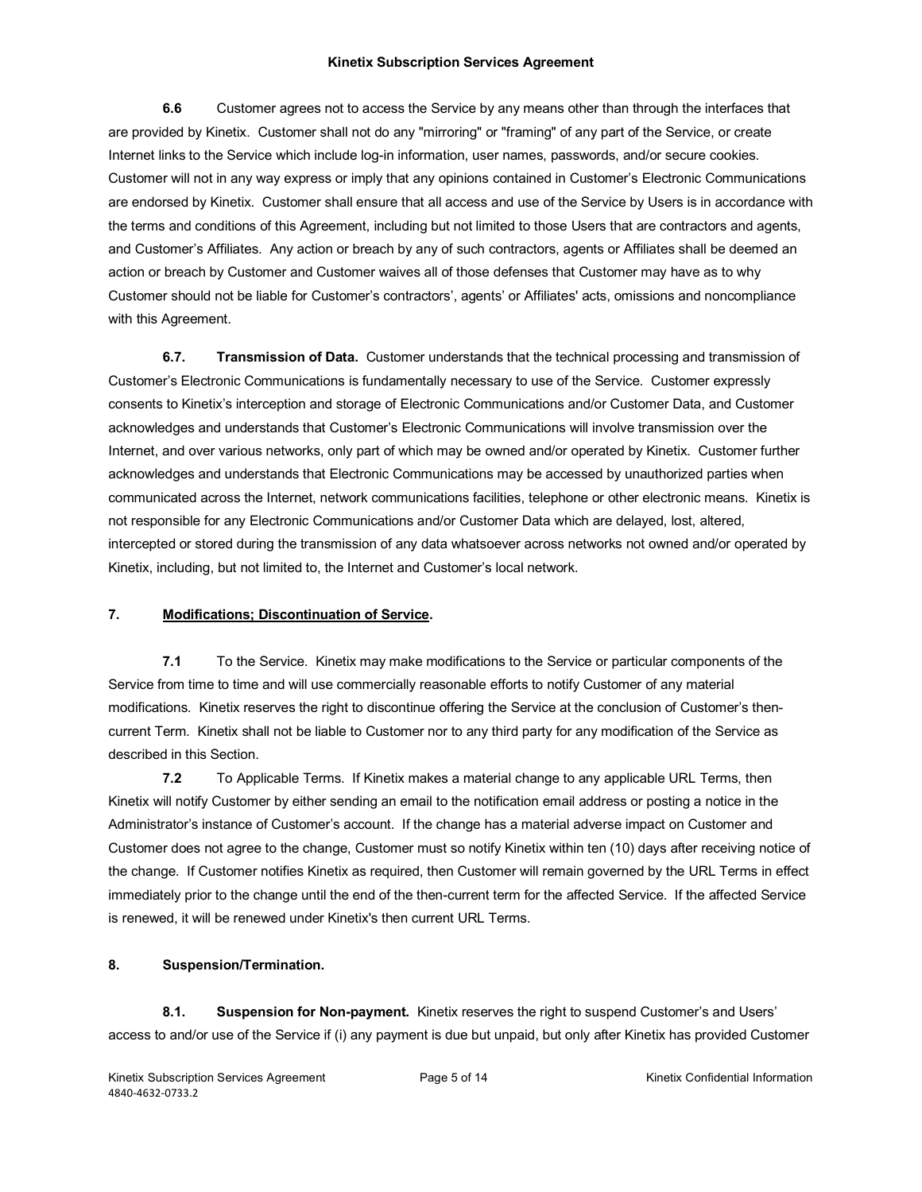**6.6** Customer agrees not to access the Service by any means other than through the interfaces that are provided by Kinetix. Customer shall not do any "mirroring" or "framing" of any part of the Service, or create Internet links to the Service which include log-in information, user names, passwords, and/or secure cookies. Customer will not in any way express or imply that any opinions contained in Customer's Electronic Communications are endorsed by Kinetix. Customer shall ensure that all access and use of the Service by Users is in accordance with the terms and conditions of this Agreement, including but not limited to those Users that are contractors and agents, and Customer's Affiliates. Any action or breach by any of such contractors, agents or Affiliates shall be deemed an action or breach by Customer and Customer waives all of those defenses that Customer may have as to why Customer should not be liable for Customer's contractors', agents' or Affiliates' acts, omissions and noncompliance with this Agreement.

**6.7. Transmission of Data.** Customer understands that the technical processing and transmission of Customer's Electronic Communications is fundamentally necessary to use of the Service. Customer expressly consents to Kinetix's interception and storage of Electronic Communications and/or Customer Data, and Customer acknowledges and understands that Customer's Electronic Communications will involve transmission over the Internet, and over various networks, only part of which may be owned and/or operated by Kinetix. Customer further acknowledges and understands that Electronic Communications may be accessed by unauthorized parties when communicated across the Internet, network communications facilities, telephone or other electronic means. Kinetix is not responsible for any Electronic Communications and/or Customer Data which are delayed, lost, altered, intercepted or stored during the transmission of any data whatsoever across networks not owned and/or operated by Kinetix, including, but not limited to, the Internet and Customer's local network.

## 7. Modifications; Discontinuation of Service.

**7.1** To the Service. Kinetix may make modifications to the Service or particular components of the Service from time to time and will use commercially reasonable efforts to notify Customer of any material modifications. Kinetix reserves the right to discontinue offering the Service at the conclusion of Customer's then-current Term. Kinetix shall not be liable to Customer nor to any third party for any modification of the Service as described in this Section.

**7.2** To Applicable Terms. If Kinetix makes a material change to any applicable URL Terms, then Kinetix will notify Customer by either sending an email to the notification email address or posting a notice in the Administrator's instance of Customer's account. If the change has a material adverse impact on Customer and Customer does not agree to the change, Customer must so notify Kinetix within ten (10) days after receiving notice of the change. If Customer notifies Kinetix as required, then Customer will remain governed by the URL Terms in effect immediately prior to the change until the end of the then-current term for the affected Service. If the affected Service is renewed, it will be renewed under Kinetix's then current URL Terms.

## 8. Suspension/Termination.

**8.1. Suspension for Non-payment.** Kinetix reserves the right to suspend Customer's and Users' access to and/or use of the Service if (i) any payment is due but unpaid, but only after Kinetix has provided Customer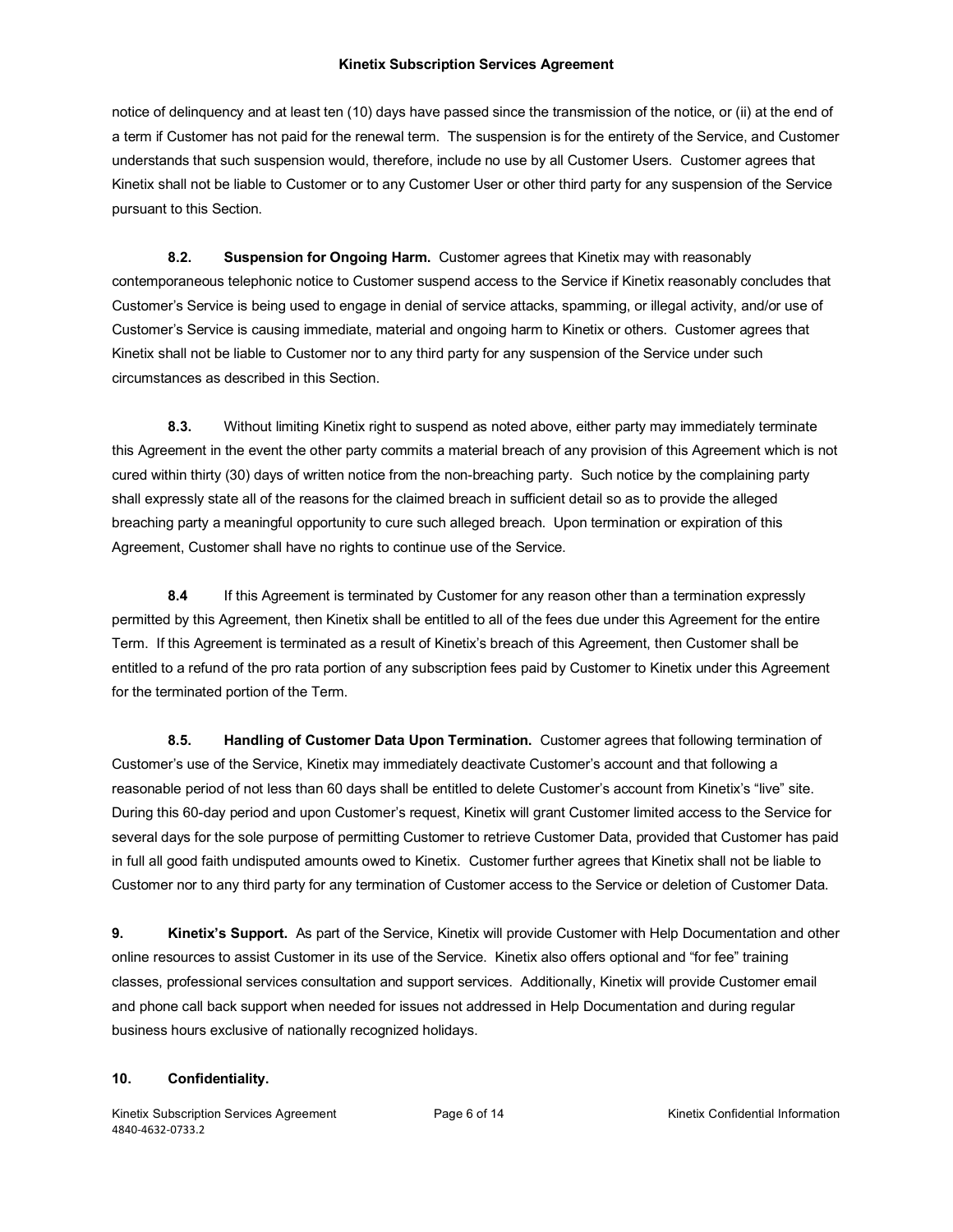notice of delinquency and at least ten (10) days have passed since the transmission of the notice, or (ii) at the end of a term if Customer has not paid for the renewal term. The suspension is for the entirety of the Service, and Customer understands that such suspension would, therefore, include no use by all Customer Users. Customer agrees that Kinetix shall not be liable to Customer or to any Customer User or other third party for any suspension of the Service pursuant to this Section.

**8.2. Suspension for Ongoing Harm.** Customer agrees that Kinetix may with reasonably contemporaneous telephonic notice to Customer suspend access to the Service if Kinetix reasonably concludes that Customer's Service is being used to engage in denial of service attacks, spamming, or illegal activity, and/or use of Customer's Service is causing immediate, material and ongoing harm to Kinetix or others. Customer agrees that Kinetix shall not be liable to Customer nor to any third party for any suspension of the Service under such circumstances as described in this Section.

**8.3.** Without limiting Kinetix right to suspend as noted above, either party may immediately terminate this Agreement in the event the other party commits a material breach of any provision of this Agreement which is not cured within thirty (30) days of written notice from the non-breaching party. Such notice by the complaining party shall expressly state all of the reasons for the claimed breach in sufficient detail so as to provide the alleged breaching party a meaningful opportunity to cure such alleged breach. Upon termination or expiration of this Agreement, Customer shall have no rights to continue use of the Service.

**8.4** If this Agreement is terminated by Customer for any reason other than a termination expressly permitted by this Agreement, then Kinetix shall be entitled to all of the fees due under this Agreement for the entire Term. If this Agreement is terminated as a result of Kinetix's breach of this Agreement, then Customer shall be entitled to a refund of the pro rata portion of any subscription fees paid by Customer to Kinetix under this Agreement for the terminated portion of the Term.

**8.5. Handling of Customer Data Upon Termination.** Customer agrees that following termination of Customer's use of the Service, Kinetix may immediately deactivate Customer's account and that following a reasonable period of not less than 60 days shall be entitled to delete Customer's account from Kinetix's "live" site. During this 60-day period and upon Customer's request, Kinetix will grant Customer limited access to the Service for several days for the sole purpose of permitting Customer to retrieve Customer Data, provided that Customer has paid in full all good faith undisputed amounts owed to Kinetix. Customer further agrees that Kinetix shall not be liable to Customer nor to any third party for any termination of Customer access to the Service or deletion of Customer Data.

**9. Kinetix's Support.** As part of the Service, Kinetix will provide Customer with Help Documentation and other online resources to assist Customer in its use of the Service. Kinetix also offers optional and "for fee" training classes, professional services consultation and support services. Additionally, Kinetix will provide Customer email and phone call back support when needed for issues not addressed in Help Documentation and during regular business hours exclusive of nationally recognized holidays.

**10. Confidentiality.**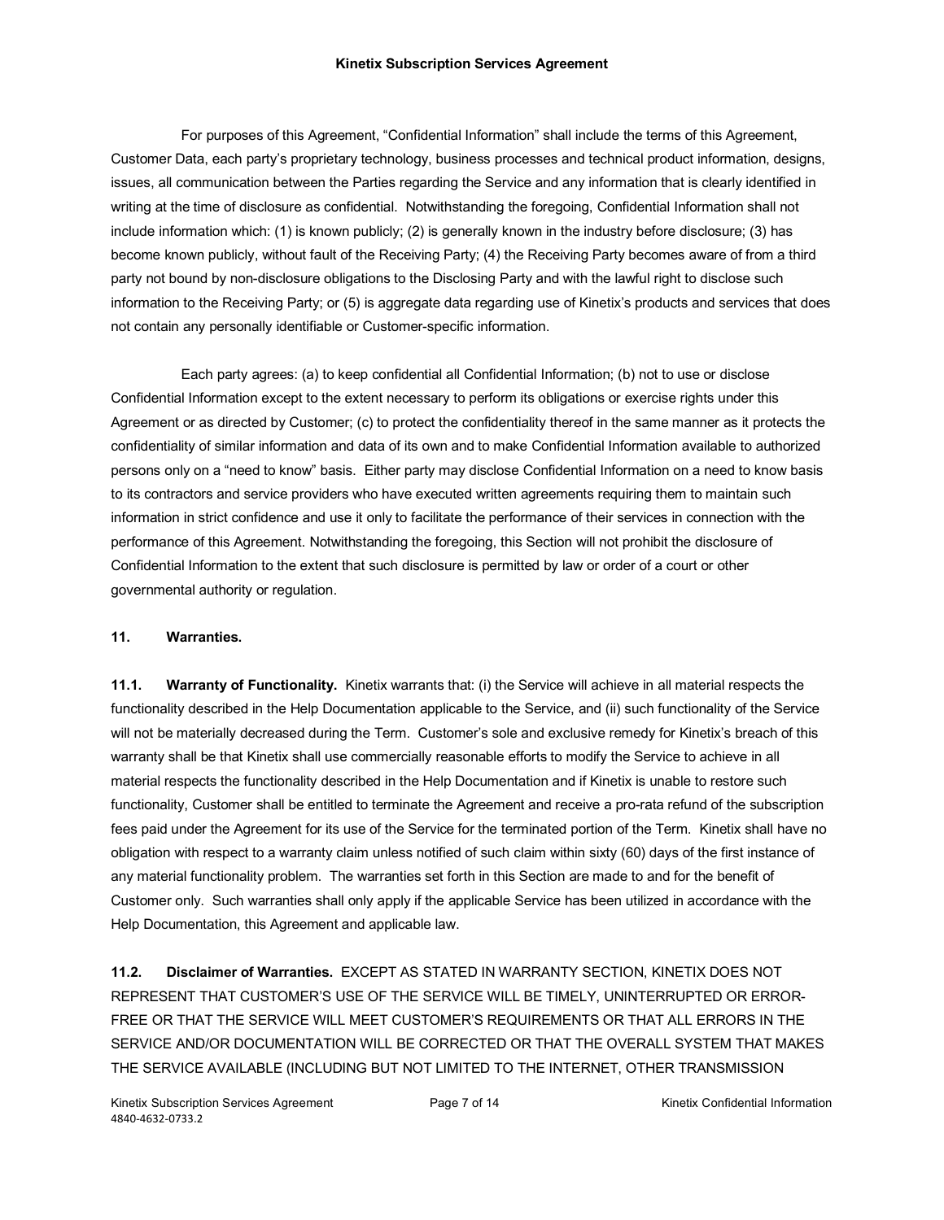For purposes of this Agreement, "Confidential Information" shall include the terms of this Agreement, Customer Data, each party's proprietary technology, business processes and technical product information, designs, issues, all communication between the Parties regarding the Service and any information that is clearly identified in writing at the time of disclosure as confidential. Notwithstanding the foregoing, Confidential Information shall not include information which: (1) is known publicly; (2) is generally known in the industry before disclosure; (3) has become known publicly, without fault of the Receiving Party; (4) the Receiving Party becomes aware of from a third party not bound by non-disclosure obligations to the Disclosing Party and with the lawful right to disclose such information to the Receiving Party; or (5) is aggregate data regarding use of Kinetix's products and services that does not contain any personally identifiable or Customer-specific information.

Each party agrees: (a) to keep confidential all Confidential Information; (b) not to use or disclose Confidential Information except to the extent necessary to perform its obligations or exercise rights under this Agreement or as directed by Customer; (c) to protect the confidentiality thereof in the same manner as it protects the confidentiality of similar information and data of its own and to make Confidential Information available to authorized persons only on a "need to know" basis. Either party may disclose Confidential Information on a need to know basis to its contractors and service providers who have executed written agreements requiring them to maintain such information in strict confidence and use it only to facilitate the performance of their services in connection with the performance of this Agreement. Notwithstanding the foregoing, this Section will not prohibit the disclosure of Confidential Information to the extent that such disclosure is permitted by law or order of a court or other governmental authority or regulation.

**11. Warranties.**

**11.1. Warranty of Functionality.** Kinetix warrants that: (i) the Service will achieve in all material respects the functionality described in the Help Documentation applicable to the Service, and (ii) such functionality of the Service will not be materially decreased during the Term. Customer's sole and exclusive remedy for Kinetix's breach of this warranty shall be that Kinetix shall use commercially reasonable efforts to modify the Service to achieve in all material respects the functionality described in the Help Documentation and if Kinetix is unable to restore such functionality, Customer shall be entitled to terminate the Agreement and receive a pro-rata refund of the subscription fees paid under the Agreement for its use of the Service for the terminated portion of the Term. Kinetix shall have no obligation with respect to a warranty claim unless notified of such claim within sixty (60) days of the first instance of any material functionality problem. The warranties set forth in this Section are made to and for the benefit of Customer only. Such warranties shall only apply if the applicable Service has been utilized in accordance with the Help Documentation, this Agreement and applicable law.

**11.2. Disclaimer of Warranties.** EXCEPT AS STATED IN WARRANTY SECTION, KINETIX DOES NOT REPRESENT THAT CUSTOMER'S USE OF THE SERVICE WILL BE TIMELY, UNINTERRUPTED OR ERROR-FREE OR THAT THE SERVICE WILL MEET CUSTOMER'S REQUIREMENTS OR THAT ALL ERRORS IN THE SERVICE AND/OR DOCUMENTATION WILL BE CORRECTED OR THAT THE OVERALL SYSTEM THAT MAKES THE SERVICE AVAILABLE (INCLUDING BUT NOT LIMITED TO THE INTERNET, OTHER TRANSMISSION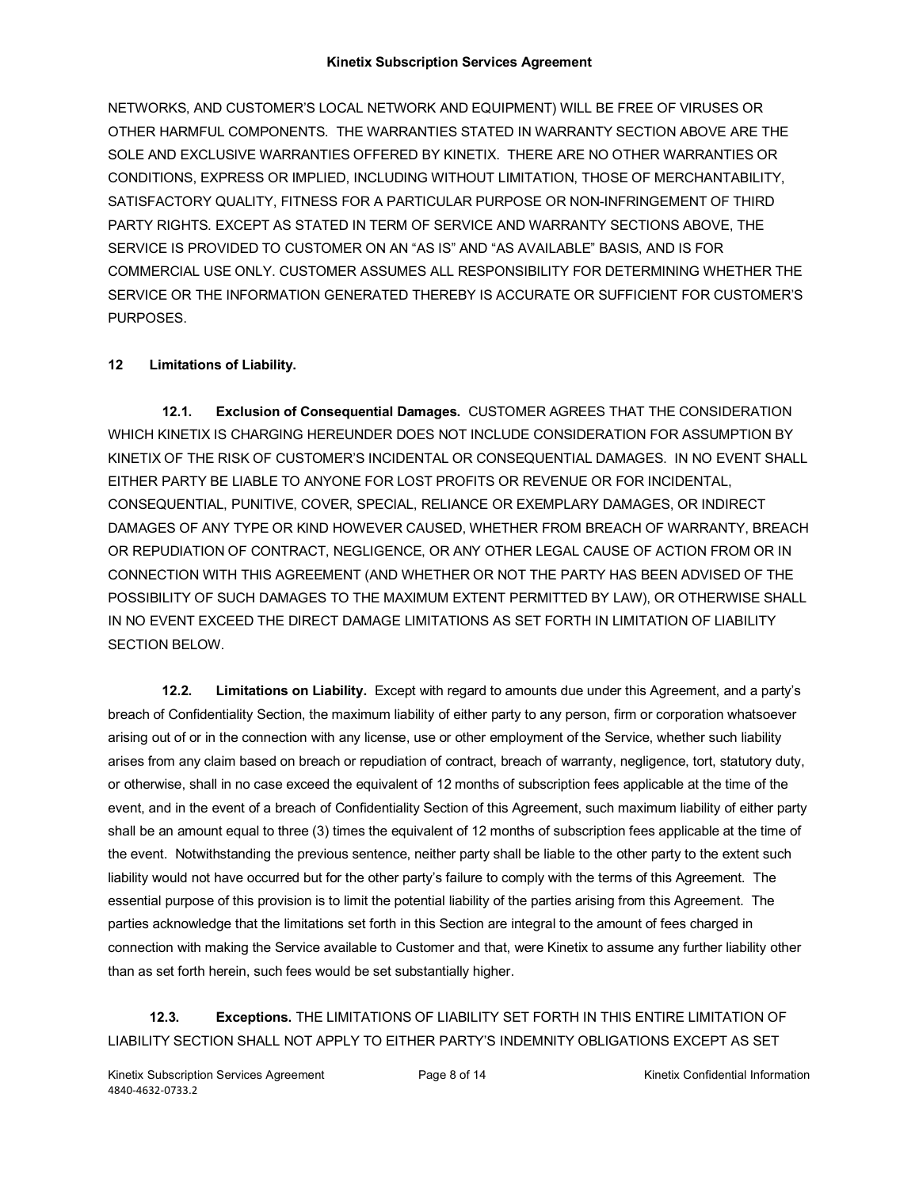NETWORKS, AND CUSTOMER'S LOCAL NETWORK AND EQUIPMENT) WILL BE FREE OF VIRUSES OR OTHER HARMFUL COMPONENTS. THE WARRANTIES STATED IN WARRANTY SECTION ABOVE ARE THE SOLE AND EXCLUSIVE WARRANTIES OFFERED BY KINETIX. THERE ARE NO OTHER WARRANTIES OR CONDITIONS, EXPRESS OR IMPLIED, INCLUDING WITHOUT LIMITATION, THOSE OF MERCHANTABILITY, SATISFACTORY QUALITY, FITNESS FOR A PARTICULAR PURPOSE OR NON-INFRINGEMENT OF THIRD PARTY RIGHTS. EXCEPT AS STATED IN TERM OF SERVICE AND WARRANTY SECTIONS ABOVE, THE SERVICE IS PROVIDED TO CUSTOMER ON AN "AS IS" AND "AS AVAILABLE" BASIS, AND IS FOR COMMERCIAL USE ONLY. CUSTOMER ASSUMES ALL RESPONSIBILITY FOR DETERMINING WHETHER THE SERVICE OR THE INFORMATION GENERATED THEREBY IS ACCURATE OR SUFFICIENT FOR CUSTOMER'S PURPOSES.

**12 Limitations of Liability.**

**12.1. Exclusion of Consequential Damages.** CUSTOMER AGREES THAT THE CONSIDERATION WHICH KINETIX IS CHARGING HEREUNDER DOES NOT INCLUDE CONSIDERATION FOR ASSUMPTION BY KINETIX OF THE RISK OF CUSTOMER'S INCIDENTAL OR CONSEQUENTIAL DAMAGES. IN NO EVENT SHALL EITHER PARTY BE LIABLE TO ANYONE FOR LOST PROFITS OR REVENUE OR FOR INCIDENTAL, CONSEQUENTIAL, PUNITIVE, COVER, SPECIAL, RELIANCE OR EXEMPLARY DAMAGES, OR INDIRECT DAMAGES OF ANY TYPE OR KIND HOWEVER CAUSED, WHETHER FROM BREACH OF WARRANTY, BREACH OR REPUDIATION OF CONTRACT, NEGLIGENCE, OR ANY OTHER LEGAL CAUSE OF ACTION FROM OR IN CONNECTION WITH THIS AGREEMENT (AND WHETHER OR NOT THE PARTY HAS BEEN ADVISED OF THE POSSIBILITY OF SUCH DAMAGES TO THE MAXIMUM EXTENT PERMITTED BY LAW), OR OTHERWISE SHALL IN NO EVENT EXCEED THE DIRECT DAMAGE LIMITATIONS AS SET FORTH IN LIMITATION OF LIABILITY SECTION BELOW.

**12.2. Limitations on Liability.** Except with regard to amounts due under this Agreement, and a party's breach of Confidentiality Section, the maximum liability of either party to any person, firm or corporation whatsoever arising out of or in the connection with any license, use or other employment of the Service, whether such liability arises from any claim based on breach or repudiation of contract, breach of warranty, negligence, tort, statutory duty, or otherwise, shall in no case exceed the equivalent of 12 months of subscription fees applicable at the time of the event, and in the event of a breach of Confidentiality Section of this Agreement, such maximum liability of either party shall be an amount equal to three (3) times the equivalent of 12 months of subscription fees applicable at the time of the event. Notwithstanding the previous sentence, neither party shall be liable to the other party to the extent such liability would not have occurred but for the other party's failure to comply with the terms of this Agreement. The essential purpose of this provision is to limit the potential liability of the parties arising from this Agreement. The parties acknowledge that the limitations set forth in this Section are integral to the amount of fees charged in connection with making the Service available to Customer and that, were Kinetix to assume any further liability other than as set forth herein, such fees would be set substantially higher.

**12.3. Exceptions.** THE LIMITATIONS OF LIABILITY SET FORTH IN THIS ENTIRE LIMITATION OF LIABILITY SECTION SHALL NOT APPLY TO EITHER PARTY'S INDEMNITY OBLIGATIONS EXCEPT AS SET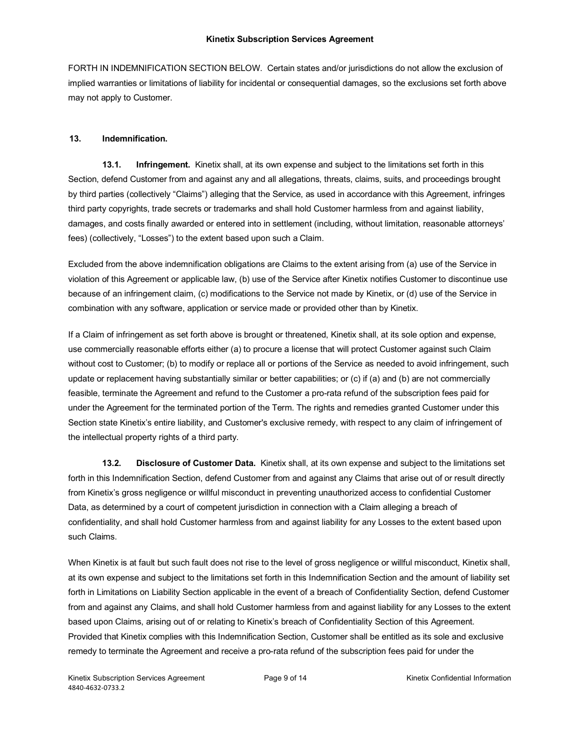FORTH IN INDEMNIFICATION SECTION BELOW. Certain states and/or jurisdictions do not allow the exclusion of implied warranties or limitations of liability for incidental or consequential damages, so the exclusions set forth above may not apply to Customer.

## 13. Indemnification.

**13.1. Infringement.** Kinetix shall, at its own expense and subject to the limitations set forth in this Section, defend Customer from and against any and all allegations, threats, claims, suits, and proceedings brought by third parties (collectively "Claims") alleging that the Service, as used in accordance with this Agreement, infringes third party copyrights, trade secrets or trademarks and shall hold Customer harmless from and against liability, damages, and costs finally awarded or entered into in settlement (including, without limitation, reasonable attorneys' fees) (collectively, "Losses") to the extent based upon such a Claim.

Excluded from the above indemnification obligations are Claims to the extent arising from (a) use of the Service in violation of this Agreement or applicable law, (b) use of the Service after Kinetix notifies Customer to discontinue use because of an infringement claim, (c) modifications to the Service not made by Kinetix, or (d) use of the Service in combination with any software, application or service made or provided other than by Kinetix.

If a Claim of infringement as set forth above is brought or threatened, Kinetix shall, at its sole option and expense, use commercially reasonable efforts either (a) to procure a license that will protect Customer against such Claim without cost to Customer; (b) to modify or replace all or portions of the Service as needed to avoid infringement, such update or replacement having substantially similar or better capabilities; or (c) if (a) and (b) are not commercially feasible, terminate the Agreement and refund to the Customer a pro-rata refund of the subscription fees paid for under the Agreement for the terminated portion of the Term. The rights and remedies granted Customer under this Section state Kinetix's entire liability, and Customer's exclusive remedy, with respect to any claim of infringement of the intellectual property rights of a third party.

**13.2. Disclosure of Customer Data.** Kinetix shall, at its own expense and subject to the limitations set forth in this Indemnification Section, defend Customer from and against any Claims that arise out of or result directly from Kinetix's gross negligence or willful misconduct in preventing unauthorized access to confidential Customer Data, as determined by a court of competent jurisdiction in connection with a Claim alleging a breach of confidentiality, and shall hold Customer harmless from and against liability for any Losses to the extent based upon such Claims.

When Kinetix is at fault but such fault does not rise to the level of gross negligence or willful misconduct, Kinetix shall, at its own expense and subject to the limitations set forth in this Indemnification Section and the amount of liability set forth in Limitations on Liability Section applicable in the event of a breach of Confidentiality Section, defend Customer from and against any Claims, and shall hold Customer harmless from and against liability for any Losses to the extent based upon Claims, arising out of or relating to Kinetix's breach of Confidentiality Section of this Agreement. Provided that Kinetix complies with this Indemnification Section, Customer shall be entitled as its sole and exclusive remedy to terminate the Agreement and receive a pro-rata refund of the subscription fees paid for under the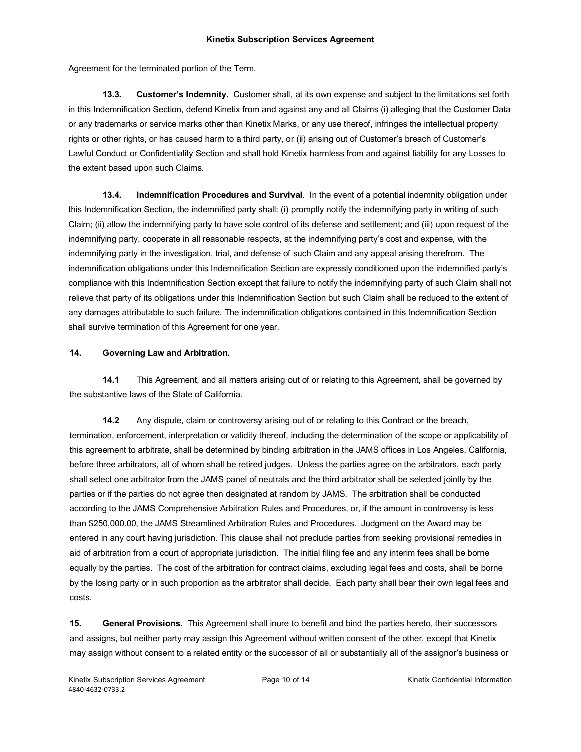Agreement for the terminated portion of the Term.

**13.3. Customer's Indemnity.** Customer shall, at its own expense and subject to the limitations set forth in this Indemnification Section, defend Kinetix from and against any and all Claims (i) alleging that the Customer Data or any trademarks or service marks other than Kinetix Marks, or any use thereof, infringes the intellectual property rights or other rights, or has caused harm to a third party, or (ii) arising out of Customer's breach of Customer's Lawful Conduct or Confidentiality Section and shall hold Kinetix harmless from and against liability for any Losses to the extent based upon such Claims.

**13.4. Indemnification Procedures and Survival**. In the event of a potential indemnity obligation under this Indemnification Section, the indemnified party shall: (i) promptly notify the indemnifying party in writing of such Claim; (ii) allow the indemnifying party to have sole control of its defense and settlement; and (iii) upon request of the indemnifying party, cooperate in all reasonable respects, at the indemnifying party's cost and expense, with the indemnifying party in the investigation, trial, and defense of such Claim and any appeal arising therefrom. The indemnification obligations under this Indemnification Section are expressly conditioned upon the indemnified party's compliance with this Indemnification Section except that failure to notify the indemnifying party of such Claim shall not relieve that party of its obligations under this Indemnification Section but such Claim shall be reduced to the extent of any damages attributable to such failure. The indemnification obligations contained in this Indemnification Section shall survive termination of this Agreement for one year.

**14. Governing Law and Arbitration.**

**14.1** This Agreement, and all matters arising out of or relating to this Agreement, shall be governed by the substantive laws of the State of California.

**14.2** Any dispute, claim or controversy arising out of or relating to this Contract or the breach, termination, enforcement, interpretation or validity thereof, including the determination of the scope or applicability of this agreement to arbitrate, shall be determined by binding arbitration in the JAMS offices in Los Angeles, California, before three arbitrators, all of whom shall be retired judges. Unless the parties agree on the arbitrators, each party shall select one arbitrator from the JAMS panel of neutrals and the third arbitrator shall be selected jointly by the parties or if the parties do not agree then designated at random by JAMS. The arbitration shall be conducted according to the JAMS Comprehensive Arbitration Rules and Procedures, or, if the amount in controversy is less than $250,000.00, the JAMS Streamlined Arbitration Rules and Procedures. Judgment on the Award may be entered in any court having jurisdiction. This clause shall not preclude parties from seeking provisional remedies in aid of arbitration from a court of appropriate jurisdiction. The initial filing fee and any interim fees shall be borne equally by the parties. The cost of the arbitration for contract claims, excluding legal fees and costs, shall be borne by the losing party or in such proportion as the arbitrator shall decide. Each party shall bear their own legal fees and costs.

**15. General Provisions.** This Agreement shall inure to benefit and bind the parties hereto, their successors and assigns, but neither party may assign this Agreement without written consent of the other, except that Kinetix may assign without consent to a related entity or the successor of all or substantially all of the assignor's business or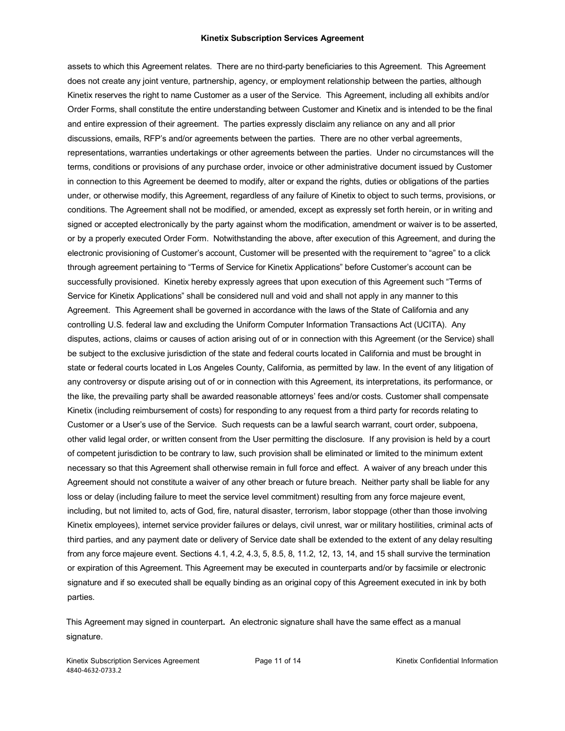assets to which this Agreement relates. There are no third-party beneficiaries to this Agreement. This Agreement does not create any joint venture, partnership, agency, or employment relationship between the parties, although Kinetix reserves the right to name Customer as a user of the Service. This Agreement, including all exhibits and/or Order Forms, shall constitute the entire understanding between Customer and Kinetix and is intended to be the final and entire expression of their agreement. The parties expressly disclaim any reliance on any and all prior discussions, emails, RFP's and/or agreements between the parties. There are no other verbal agreements, representations, warranties undertakings or other agreements between the parties. Under no circumstances will the terms, conditions or provisions of any purchase order, invoice or other administrative document issued by Customer in connection to this Agreement be deemed to modify, alter or expand the rights, duties or obligations of the parties under, or otherwise modify, this Agreement, regardless of any failure of Kinetix to object to such terms, provisions, or conditions. The Agreement shall not be modified, or amended, except as expressly set forth herein, or in writing and signed or accepted electronically by the party against whom the modification, amendment or waiver is to be asserted, or by a properly executed Order Form. Notwithstanding the above, after execution of this Agreement, and during the electronic provisioning of Customer's account, Customer will be presented with the requirement to "agree" to a click through agreement pertaining to "Terms of Service for Kinetix Applications" before Customer's account can be successfully provisioned. Kinetix hereby expressly agrees that upon execution of this Agreement such "Terms of Service for Kinetix Applications" shall be considered null and void and shall not apply in any manner to this Agreement. This Agreement shall be governed in accordance with the laws of the State of California and any controlling U.S. federal law and excluding the Uniform Computer Information Transactions Act (UCITA). Any disputes, actions, claims or causes of action arising out of or in connection with this Agreement (or the Service) shall be subject to the exclusive jurisdiction of the state and federal courts located in California and must be brought in state or federal courts located in Los Angeles County, California, as permitted by law. In the event of any litigation of any controversy or dispute arising out of or in connection with this Agreement, its interpretations, its performance, or the like, the prevailing party shall be awarded reasonable attorneys' fees and/or costs. Customer shall compensate Kinetix (including reimbursement of costs) for responding to any request from a third party for records relating to Customer or a User's use of the Service. Such requests can be a lawful search warrant, court order, subpoena, other valid legal order, or written consent from the User permitting the disclosure. If any provision is held by a court of competent jurisdiction to be contrary to law, such provision shall be eliminated or limited to the minimum extent necessary so that this Agreement shall otherwise remain in full force and effect. A waiver of any breach under this Agreement should not constitute a waiver of any other breach or future breach. Neither party shall be liable for any loss or delay (including failure to meet the service level commitment) resulting from any force majeure event, including, but not limited to, acts of God, fire, natural disaster, terrorism, labor stoppage (other than those involving Kinetix employees), internet service provider failures or delays, civil unrest, war or military hostilities, criminal acts of third parties, and any payment date or delivery of Service date shall be extended to the extent of any delay resulting from any force majeure event. Sections 4.1, 4.2, 4.3, 5, 8.5, 8, 11.2, 12, 13, 14, and 15 shall survive the termination or expiration of this Agreement. This Agreement may be executed in counterparts and/or by facsimile or electronic signature and if so executed shall be equally binding as an original copy of this Agreement executed in ink by both parties.

This Agreement may signed in counterpart**.** An electronic signature shall have the same effect as a manual signature.

4840-4632-0733.2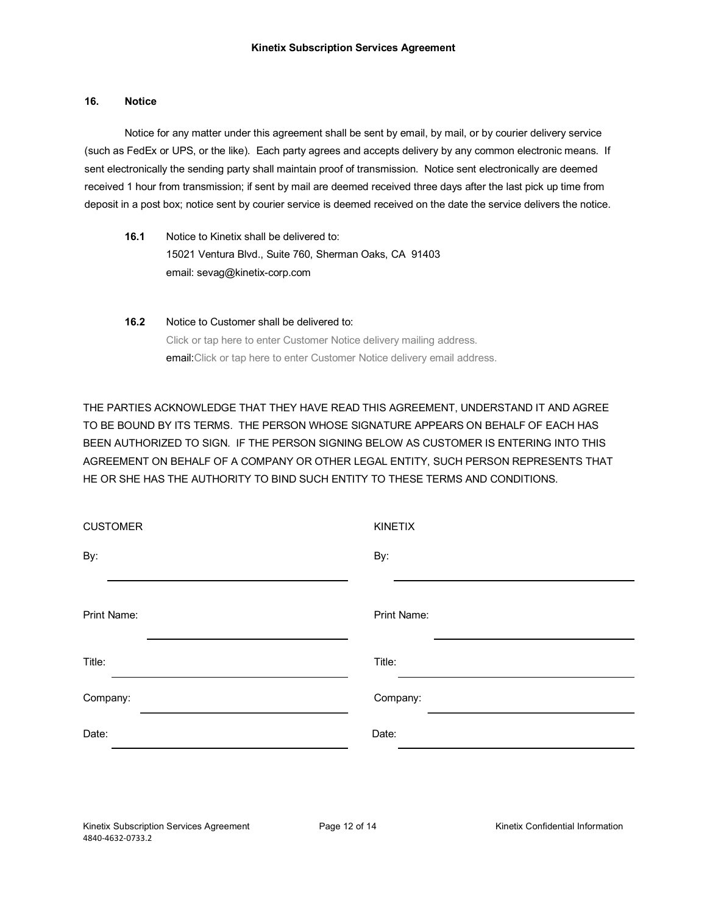## 16. Notice

Notice for any matter under this agreement shall be sent by email, by mail, or by courier delivery service (such as FedEx or UPS, or the like). Each party agrees and accepts delivery by any common electronic means. If sent electronically the sending party shall maintain proof of transmission. Notice sent electronically are deemed received 1 hour from transmission; if sent by mail are deemed received three days after the last pick up time from deposit in a post box; notice sent by courier service is deemed received on the date the service delivers the notice.

**16.1** Notice to Kinetix shall be delivered to:
15021 Ventura Blvd., Suite 760, Sherman Oaks, CA 91403
email: sevag@kinetix-corp.com

**16.2** Notice to Customer shall be delivered to:
Click or tap here to enter Customer Notice delivery mailing address.
email:Click or tap here to enter Customer Notice delivery email address.

THE PARTIES ACKNOWLEDGE THAT THEY HAVE READ THIS AGREEMENT, UNDERSTAND IT AND AGREE TO BE BOUND BY ITS TERMS. THE PERSON WHOSE SIGNATURE APPEARS ON BEHALF OF EACH HAS BEEN AUTHORIZED TO SIGN. IF THE PERSON SIGNING BELOW AS CUSTOMER IS ENTERING INTO THIS AGREEMENT ON BEHALF OF A COMPANY OR OTHER LEGAL ENTITY, SUCH PERSON REPRESENTS THAT HE OR SHE HAS THE AUTHORITY TO BIND SUCH ENTITY TO THESE TERMS AND CONDITIONS.

| CUSTOMER | KINETIX |
| --- | --- |
| By: ____________________ | By: ____________________ |
| Print Name: ____________________ | Print Name: ____________________ |
| Title: ____________________ | Title: ____________________ |
| Company: ____________________ | Company: ____________________ |
| Date: ____________________ | Date: ____________________ |

4840-4632-0733.2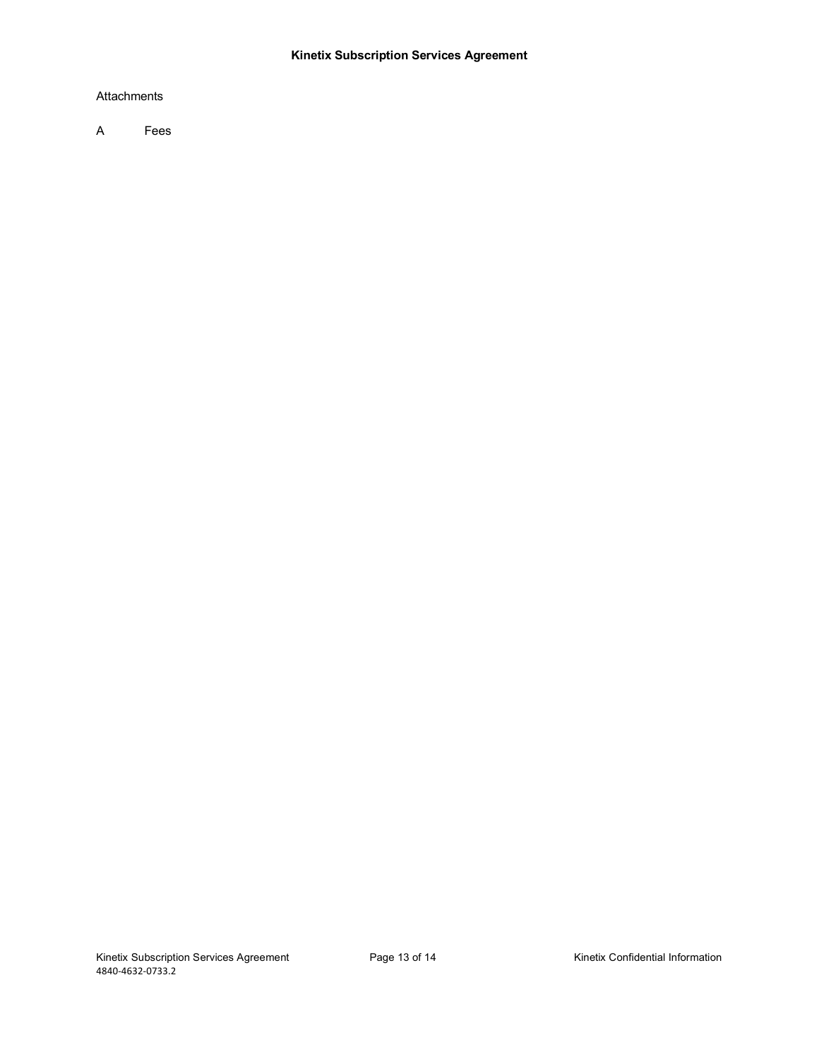Attachments

A Fees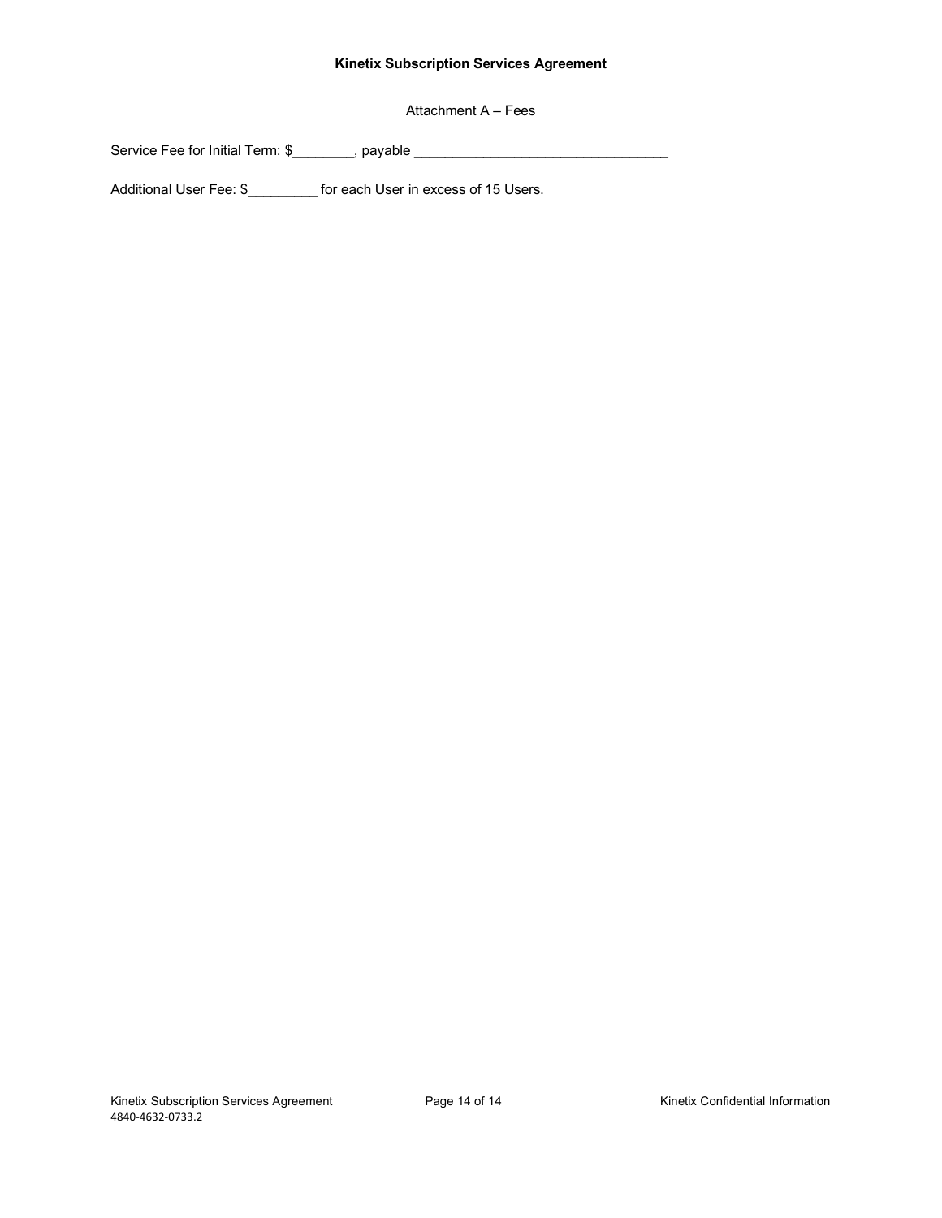**Kinetix Subscription Services Agreement**

Attachment A – Fees

Service Fee for Initial Term: $________, payable ________________________________

Additional User Fee: $_________ for each User in excess of 15 Users.